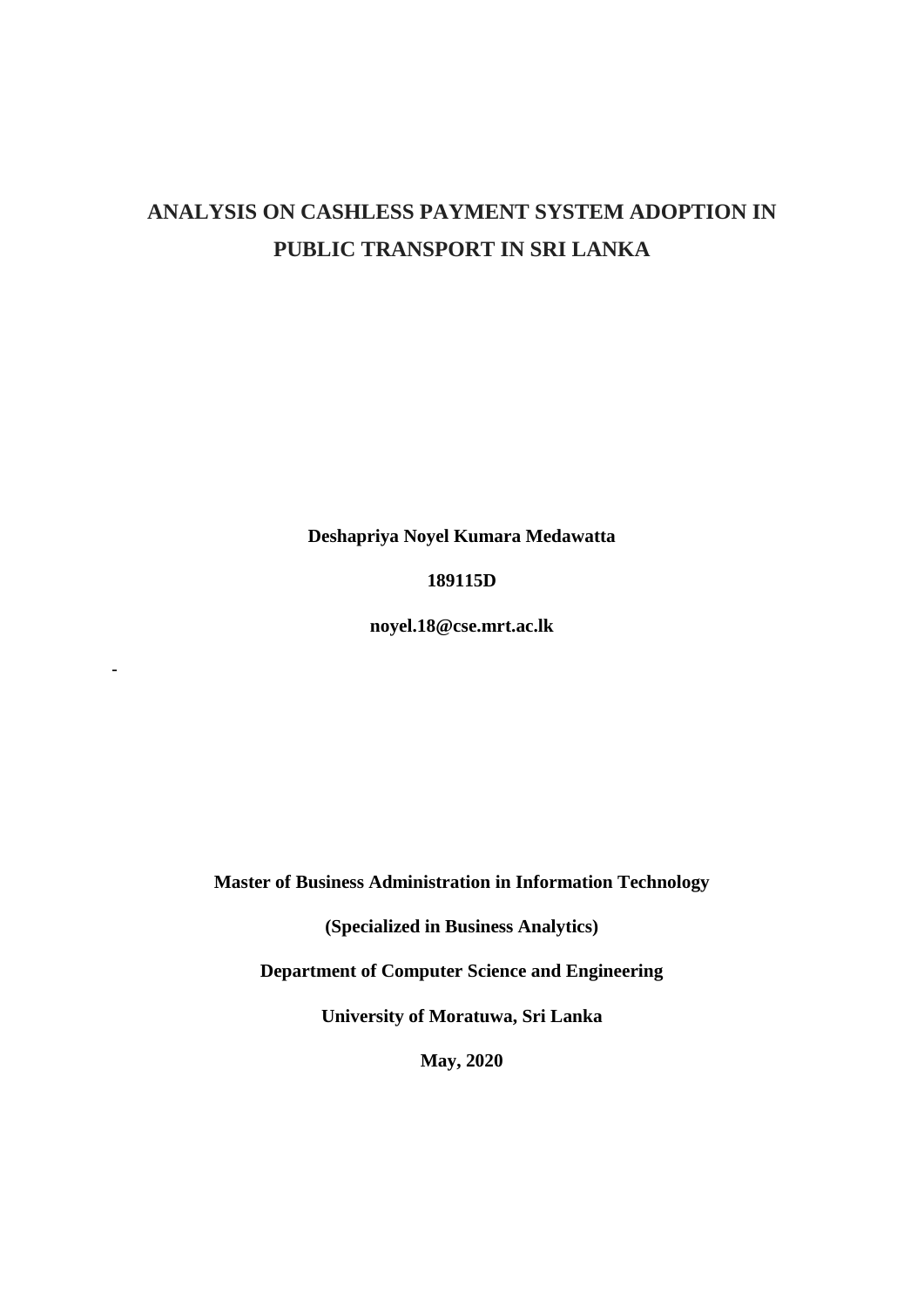# ANALYSIS ON CASHLESS PAYMENT SYSTEM ADOPTION IN PUBLIC TRANSPORT IN SRI LANKA

**Deshapriya Noyel Kumara Medawatta**

**189115D**

**noyel.18@cse.mrt.ac.lk**

-

**Master of Business Administration in Information Technology**

**(Specialized in Business Analytics)**

**Department of Computer Science and Engineering**

**University of Moratuwa, Sri Lanka**

**May, 2020**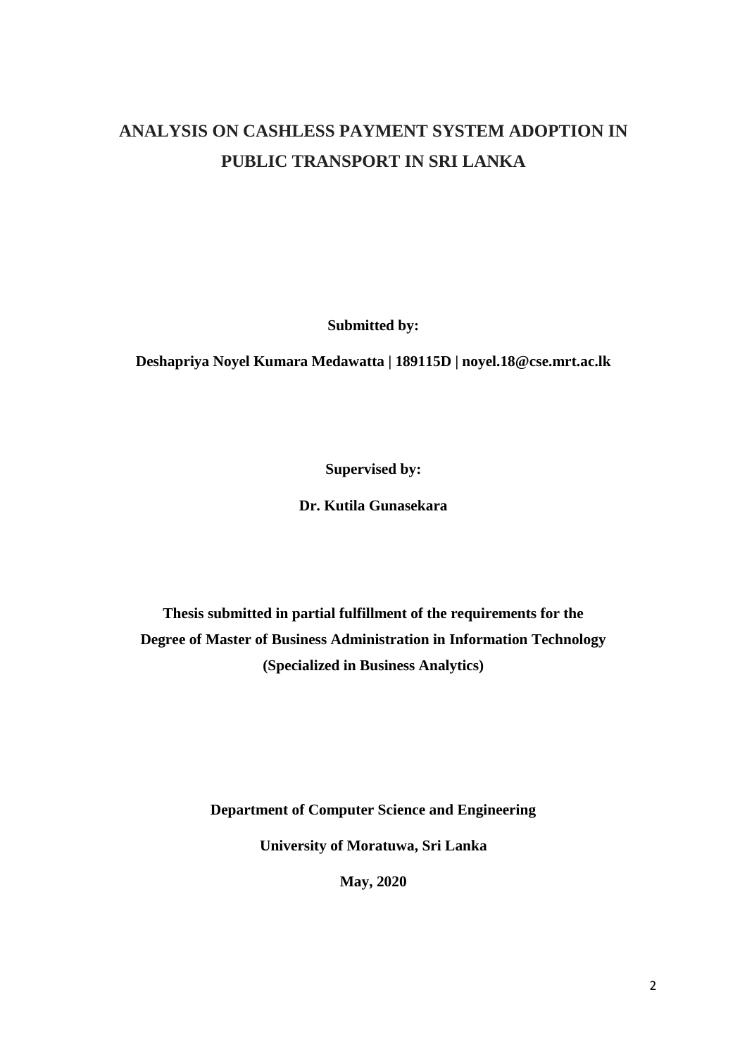# ANALYSIS ON CASHLESS PAYMENT SYSTEM ADOPTION IN PUBLIC TRANSPORT IN SRI LANKA

**Submitted by:**

**Deshapriya Noyel Kumara Medawatta | 189115D | noyel.18@cse.mrt.ac.lk**

**Supervised by:**

**Dr. Kutila Gunasekara**

**Thesis submitted in partial fulfillment of the requirements for the Degree of Master of Business Administration in Information Technology (Specialized in Business Analytics)**

**Department of Computer Science and Engineering**

**University of Moratuwa, Sri Lanka**

**May, 2020**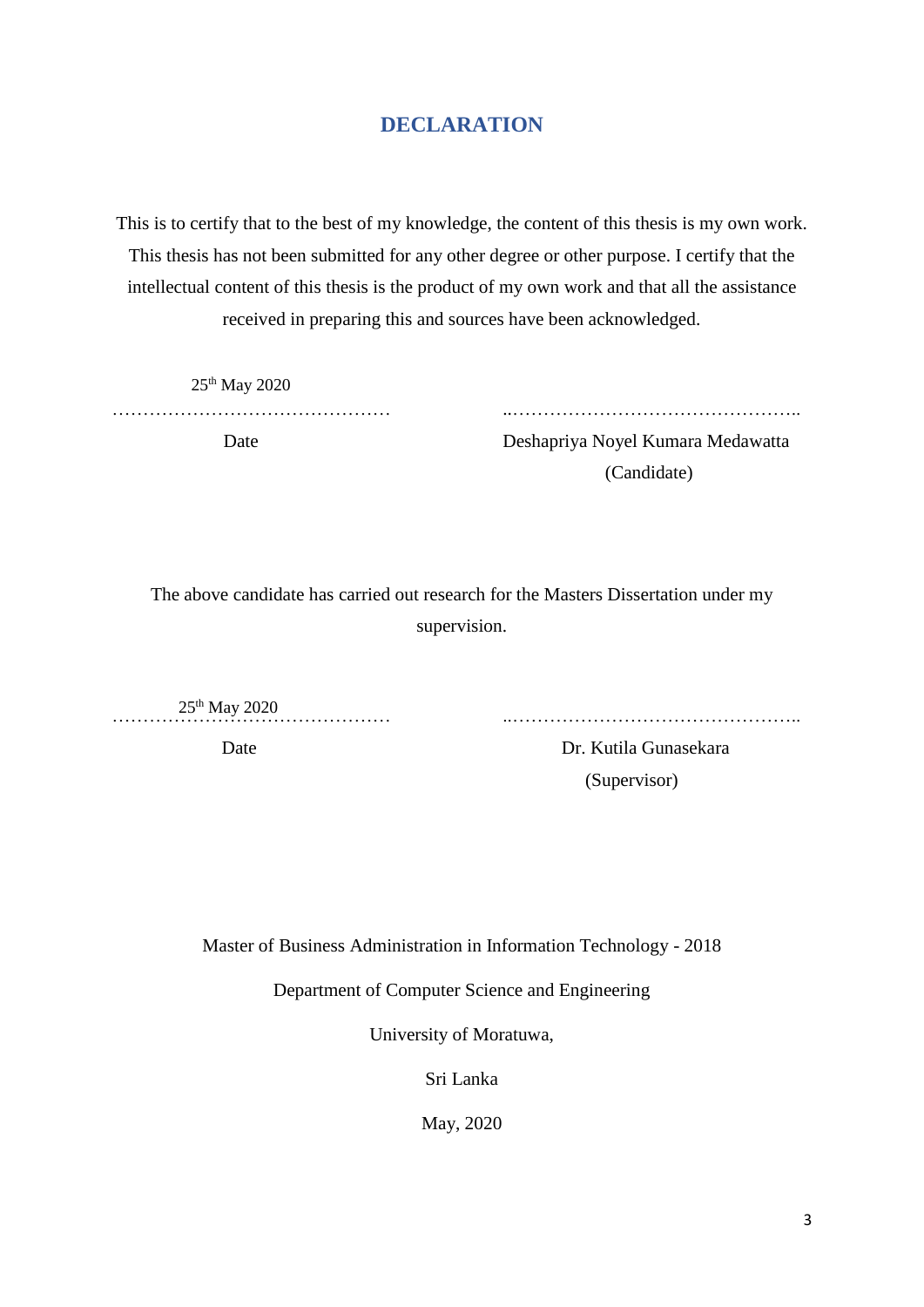# DECLARATION

This is to certify that to the best of my knowledge, the content of this thesis is my own work. This thesis has not been submitted for any other degree or other purpose. I certify that the intellectual content of this thesis is the product of my own work and that all the assistance received in preparing this and sources have been acknowledged.

25th May 2020

………………………………………… ..………………………………………..

Date Deshapriya Noyel Kumara Medawatta

(Candidate)

The above candidate has carried out research for the Masters Dissertation under my supervision.

25th May 2020

………………………………………… ..………………………………………..

Date Dr. Kutila Gunasekara

(Supervisor)

Master of Business Administration in Information Technology - 2018

Department of Computer Science and Engineering

University of Moratuwa,

Sri Lanka

May, 2020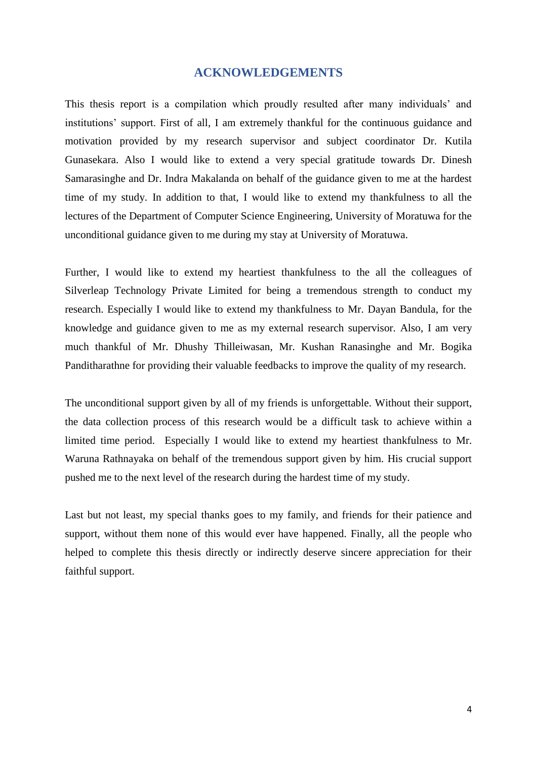# ACKNOWLEDGEMENTS

This thesis report is a compilation which proudly resulted after many individuals' and institutions' support. First of all, I am extremely thankful for the continuous guidance and motivation provided by my research supervisor and subject coordinator Dr. Kutila Gunasekara. Also I would like to extend a very special gratitude towards Dr. Dinesh Samarasinghe and Dr. Indra Makalanda on behalf of the guidance given to me at the hardest time of my study. In addition to that, I would like to extend my thankfulness to all the lectures of the Department of Computer Science Engineering, University of Moratuwa for the unconditional guidance given to me during my stay at University of Moratuwa.

Further, I would like to extend my heartiest thankfulness to the all the colleagues of Silverleap Technology Private Limited for being a tremendous strength to conduct my research. Especially I would like to extend my thankfulness to Mr. Dayan Bandula, for the knowledge and guidance given to me as my external research supervisor. Also, I am very much thankful of Mr. Dhushy Thilleiwasan, Mr. Kushan Ranasinghe and Mr. Bogika Panditharathne for providing their valuable feedbacks to improve the quality of my research.

The unconditional support given by all of my friends is unforgettable. Without their support, the data collection process of this research would be a difficult task to achieve within a limited time period. Especially I would like to extend my heartiest thankfulness to Mr. Waruna Rathnayaka on behalf of the tremendous support given by him. His crucial support pushed me to the next level of the research during the hardest time of my study.

Last but not least, my special thanks goes to my family, and friends for their patience and support, without them none of this would ever have happened. Finally, all the people who helped to complete this thesis directly or indirectly deserve sincere appreciation for their faithful support.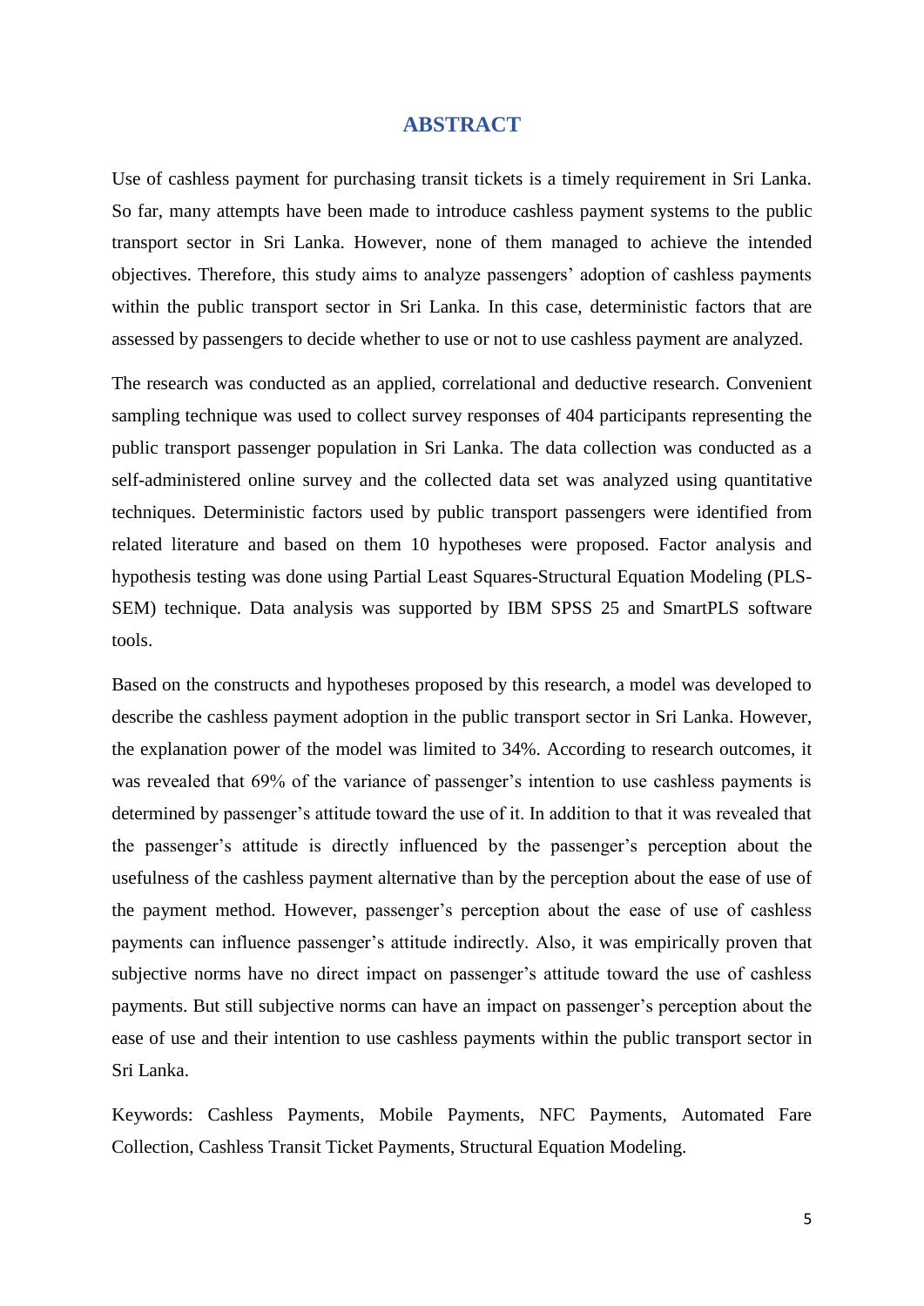# ABSTRACT

Use of cashless payment for purchasing transit tickets is a timely requirement in Sri Lanka. So far, many attempts have been made to introduce cashless payment systems to the public transport sector in Sri Lanka. However, none of them managed to achieve the intended objectives. Therefore, this study aims to analyze passengers' adoption of cashless payments within the public transport sector in Sri Lanka. In this case, deterministic factors that are assessed by passengers to decide whether to use or not to use cashless payment are analyzed.

The research was conducted as an applied, correlational and deductive research. Convenient sampling technique was used to collect survey responses of 404 participants representing the public transport passenger population in Sri Lanka. The data collection was conducted as a self-administered online survey and the collected data set was analyzed using quantitative techniques. Deterministic factors used by public transport passengers were identified from related literature and based on them 10 hypotheses were proposed. Factor analysis and hypothesis testing was done using Partial Least Squares-Structural Equation Modeling (PLS-SEM) technique. Data analysis was supported by IBM SPSS 25 and SmartPLS software tools.

Based on the constructs and hypotheses proposed by this research, a model was developed to describe the cashless payment adoption in the public transport sector in Sri Lanka. However, the explanation power of the model was limited to 34%. According to research outcomes, it was revealed that 69% of the variance of passenger's intention to use cashless payments is determined by passenger's attitude toward the use of it. In addition to that it was revealed that the passenger's attitude is directly influenced by the passenger's perception about the usefulness of the cashless payment alternative than by the perception about the ease of use of the payment method. However, passenger's perception about the ease of use of cashless payments can influence passenger's attitude indirectly. Also, it was empirically proven that subjective norms have no direct impact on passenger's attitude toward the use of cashless payments. But still subjective norms can have an impact on passenger's perception about the ease of use and their intention to use cashless payments within the public transport sector in Sri Lanka.

Keywords: Cashless Payments, Mobile Payments, NFC Payments, Automated Fare Collection, Cashless Transit Ticket Payments, Structural Equation Modeling.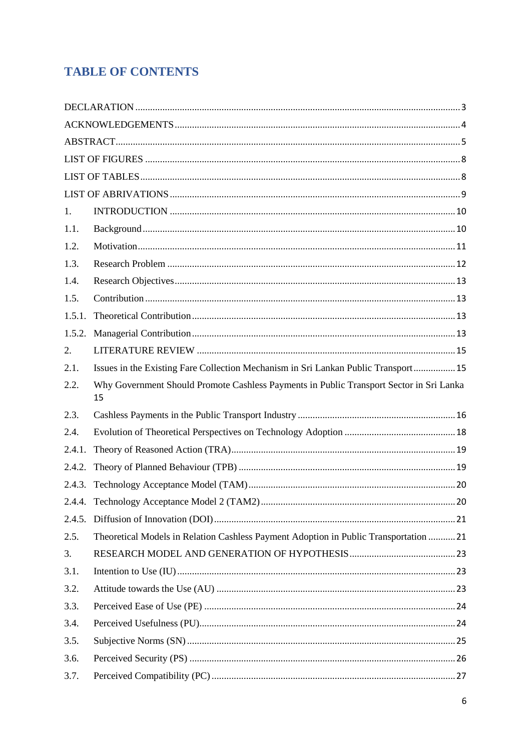# TABLE OF CONTENTS

DECLARATION .......... 3

ACKNOWLEDGEMENTS .......... 4

ABSTRACT .......... 5

LIST OF FIGURES .......... 8

LIST OF TABLES .......... 8

LIST OF ABRIVATIONS .......... 9

1. INTRODUCTION .......... 10

1.1. Background .......... 10

1.2. Motivation .......... 11

1.3. Research Problem .......... 12

1.4. Research Objectives .......... 13

1.5. Contribution .......... 13

1.5.1. Theoretical Contribution .......... 13

1.5.2. Managerial Contribution .......... 13

2. LITERATURE REVIEW .......... 15

2.1. Issues in the Existing Fare Collection Mechanism in Sri Lankan Public Transport .......... 15

2.2. Why Government Should Promote Cashless Payments in Public Transport Sector in Sri Lanka 15

2.3. Cashless Payments in the Public Transport Industry .......... 16

2.4. Evolution of Theoretical Perspectives on Technology Adoption .......... 18

2.4.1. Theory of Reasoned Action (TRA) .......... 19

2.4.2. Theory of Planned Behaviour (TPB) .......... 19

2.4.3. Technology Acceptance Model (TAM) .......... 20

2.4.4. Technology Acceptance Model 2 (TAM2) .......... 20

2.4.5. Diffusion of Innovation (DOI) .......... 21

2.5. Theoretical Models in Relation Cashless Payment Adoption in Public Transportation .......... 21

3. RESEARCH MODEL AND GENERATION OF HYPOTHESIS .......... 23

3.1. Intention to Use (IU) .......... 23

3.2. Attitude towards the Use (AU) .......... 23

3.3. Perceived Ease of Use (PE) .......... 24

3.4. Perceived Usefulness (PU) .......... 24

3.5. Subjective Norms (SN) .......... 25

3.6. Perceived Security (PS) .......... 26

3.7. Perceived Compatibility (PC) .......... 27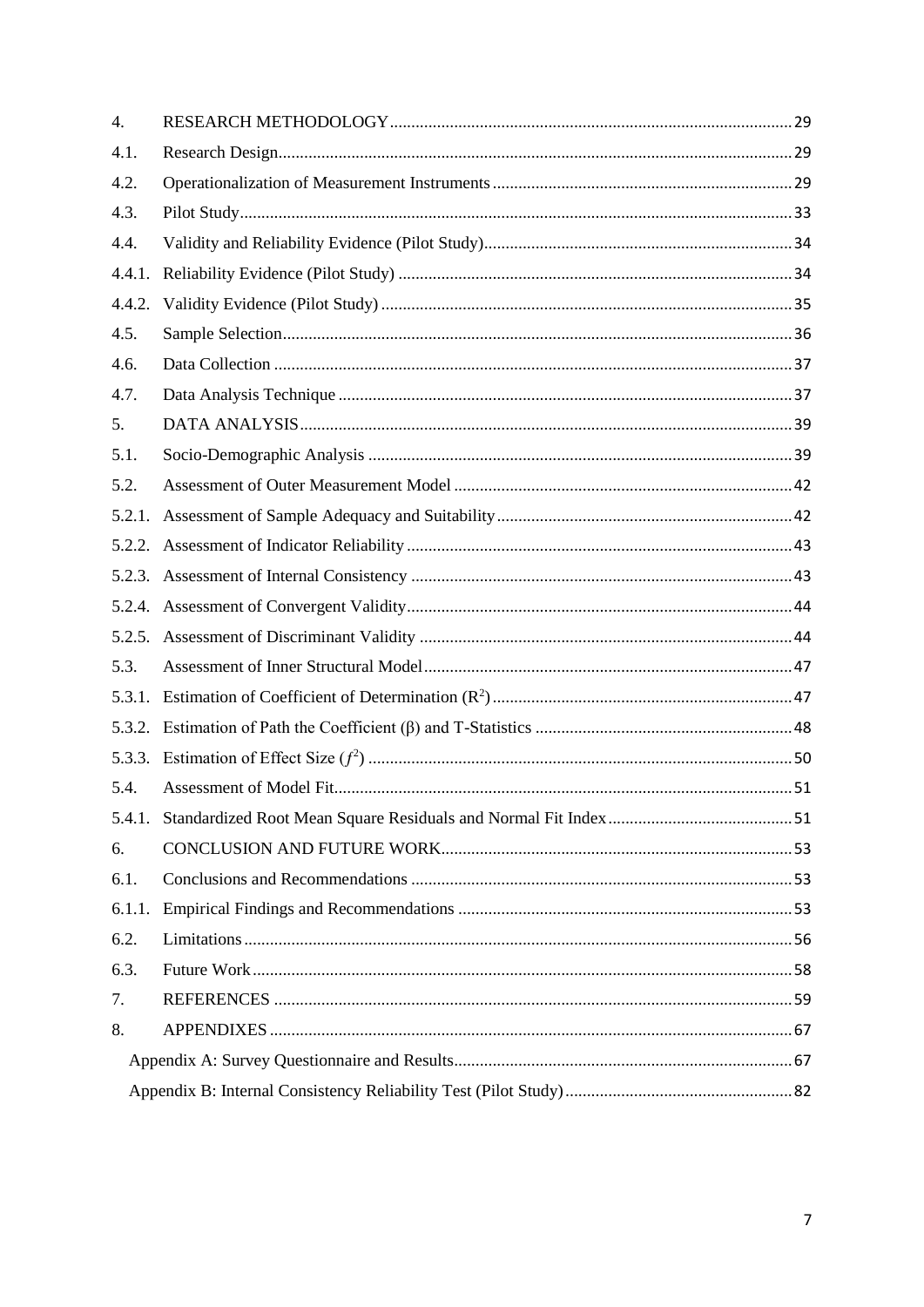| | | |
|---|---|---|
| 4. | RESEARCH METHODOLOGY | 29 |
| 4.1. | Research Design | 29 |
| 4.2. | Operationalization of Measurement Instruments | 29 |
| 4.3. | Pilot Study | 33 |
| 4.4. | Validity and Reliability Evidence (Pilot Study) | 34 |
| 4.4.1. | Reliability Evidence (Pilot Study) | 34 |
| 4.4.2. | Validity Evidence (Pilot Study) | 35 |
| 4.5. | Sample Selection | 36 |
| 4.6. | Data Collection | 37 |
| 4.7. | Data Analysis Technique | 37 |
| 5. | DATA ANALYSIS | 39 |
| 5.1. | Socio-Demographic Analysis | 39 |
| 5.2. | Assessment of Outer Measurement Model | 42 |
| 5.2.1. | Assessment of Sample Adequacy and Suitability | 42 |
| 5.2.2. | Assessment of Indicator Reliability | 43 |
| 5.2.3. | Assessment of Internal Consistency | 43 |
| 5.2.4. | Assessment of Convergent Validity | 44 |
| 5.2.5. | Assessment of Discriminant Validity | 44 |
| 5.3. | Assessment of Inner Structural Model | 47 |
| 5.3.1. | Estimation of Coefficient of Determination ($R^2$) | 47 |
| 5.3.2. | Estimation of Path the Coefficient ($\beta$) and T-Statistics | 48 |
| 5.3.3. | Estimation of Effect Size ($f^2$) | 50 |
| 5.4. | Assessment of Model Fit | 51 |
| 5.4.1. | Standardized Root Mean Square Residuals and Normal Fit Index | 51 |
| 6. | CONCLUSION AND FUTURE WORK | 53 |
| 6.1. | Conclusions and Recommendations | 53 |
| 6.1.1. | Empirical Findings and Recommendations | 53 |
| 6.2. | Limitations | 56 |
| 6.3. | Future Work | 58 |
| 7. | REFERENCES | 59 |
| 8. | APPENDIXES | 67 |
| | Appendix A: Survey Questionnaire and Results | 67 |
| | Appendix B: Internal Consistency Reliability Test (Pilot Study) | 82 |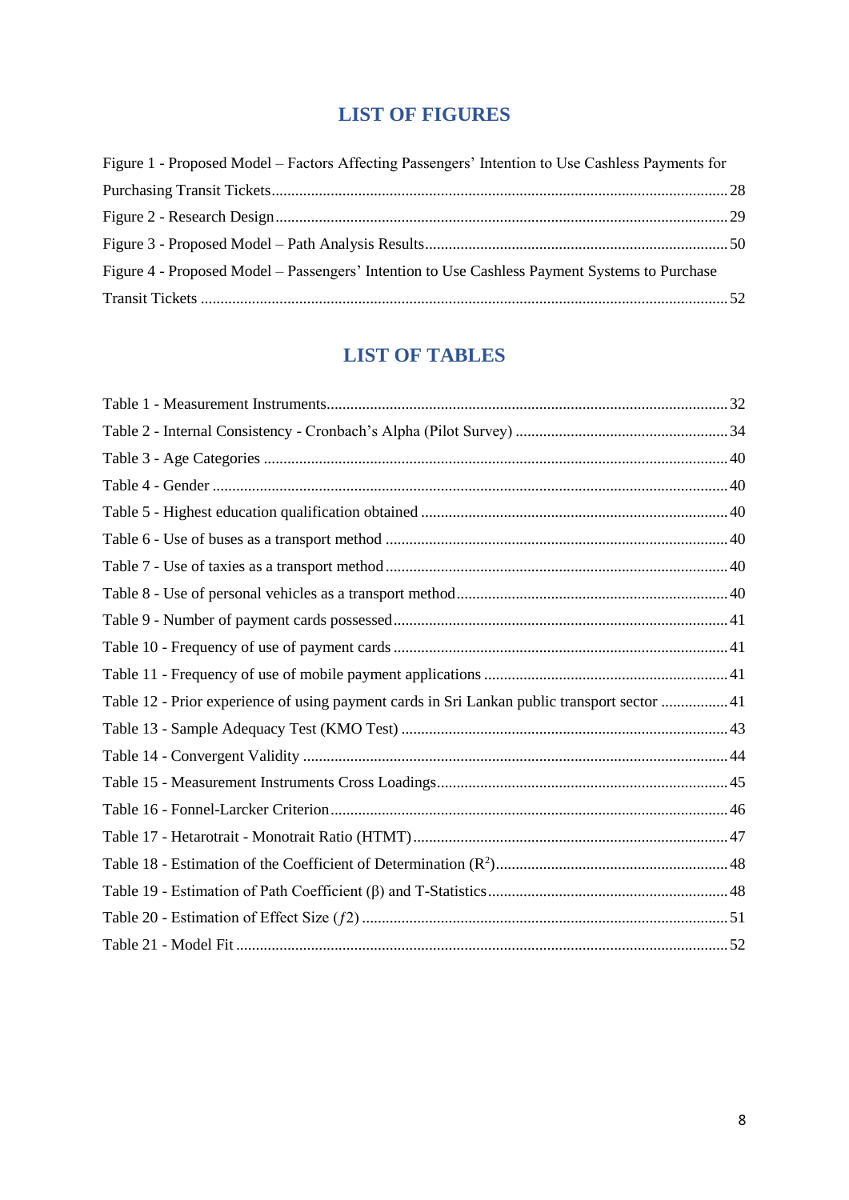# LIST OF FIGURES

Figure 1 - Proposed Model – Factors Affecting Passengers' Intention to Use Cashless Payments for Purchasing Transit Tickets .......... 28

Figure 2 - Research Design .......... 29

Figure 3 - Proposed Model – Path Analysis Results .......... 50

Figure 4 - Proposed Model – Passengers' Intention to Use Cashless Payment Systems to Purchase Transit Tickets .......... 52

# LIST OF TABLES

Table 1 - Measurement Instruments .......... 32

Table 2 - Internal Consistency - Cronbach's Alpha (Pilot Survey) .......... 34

Table 3 - Age Categories .......... 40

Table 4 - Gender .......... 40

Table 5 - Highest education qualification obtained .......... 40

Table 6 - Use of buses as a transport method .......... 40

Table 7 - Use of taxies as a transport method .......... 40

Table 8 - Use of personal vehicles as a transport method .......... 40

Table 9 - Number of payment cards possessed .......... 41

Table 10 - Frequency of use of payment cards .......... 41

Table 11 - Frequency of use of mobile payment applications .......... 41

Table 12 - Prior experience of using payment cards in Sri Lankan public transport sector .......... 41

Table 13 - Sample Adequacy Test (KMO Test) .......... 43

Table 14 - Convergent Validity .......... 44

Table 15 - Measurement Instruments Cross Loadings .......... 45

Table 16 - Fonnel-Larcker Criterion .......... 46

Table 17 - Hetarotrait - Monotrait Ratio (HTMT) .......... 47

Table 18 - Estimation of the Coefficient of Determination ($R^2$) .......... 48

Table 19 - Estimation of Path Coefficient ($\beta$) and T-Statistics .......... 48

Table 20 - Estimation of Effect Size ($f2$) .......... 51

Table 21 - Model Fit .......... 52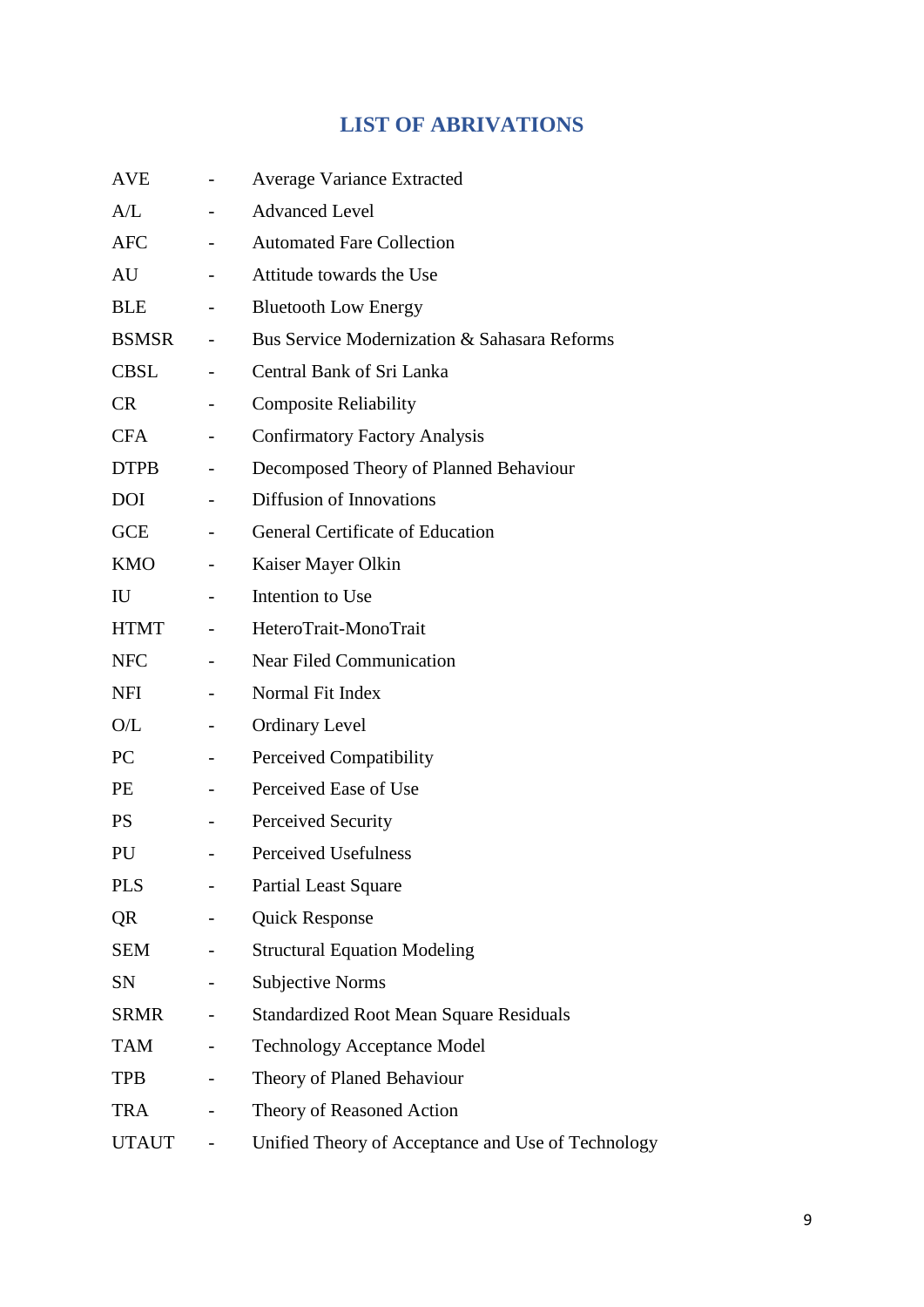# LIST OF ABRIVATIONS

| | | |
|---|---|---|
| AVE | - | Average Variance Extracted |
| A/L | - | Advanced Level |
| AFC | - | Automated Fare Collection |
| AU | - | Attitude towards the Use |
| BLE | - | Bluetooth Low Energy |
| BSMSR | - | Bus Service Modernization & Sahasara Reforms |
| CBSL | - | Central Bank of Sri Lanka |
| CR | - | Composite Reliability |
| CFA | - | Confirmatory Factory Analysis |
| DTPB | - | Decomposed Theory of Planned Behaviour |
| DOI | - | Diffusion of Innovations |
| GCE | - | General Certificate of Education |
| KMO | - | Kaiser Mayer Olkin |
| IU | - | Intention to Use |
| HTMT | - | HeteroTrait-MonoTrait |
| NFC | - | Near Filed Communication |
| NFI | - | Normal Fit Index |
| O/L | - | Ordinary Level |
| PC | - | Perceived Compatibility |
| PE | - | Perceived Ease of Use |
| PS | - | Perceived Security |
| PU | - | Perceived Usefulness |
| PLS | - | Partial Least Square |
| QR | - | Quick Response |
| SEM | - | Structural Equation Modeling |
| SN | - | Subjective Norms |
| SRMR | - | Standardized Root Mean Square Residuals |
| TAM | - | Technology Acceptance Model |
| TPB | - | Theory of Planed Behaviour |
| TRA | - | Theory of Reasoned Action |
| UTAUT | - | Unified Theory of Acceptance and Use of Technology |